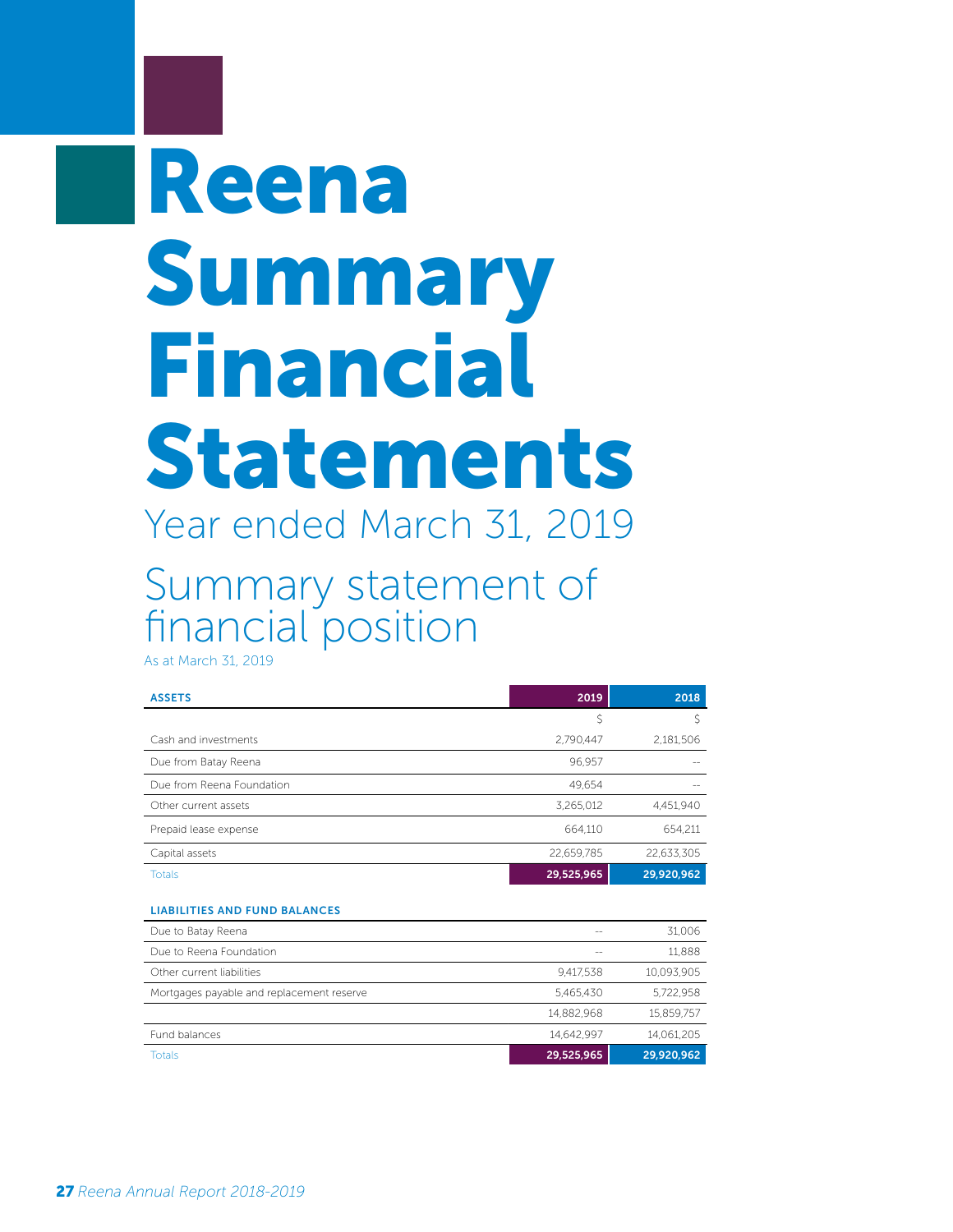# Reena Summary Financial Statements

Year ended March 31, 2019

## Summary statement of financial position

As at March 31, 2019

| ASSETS | 2019 | 2018 |
|---|---|---|
| | $ | $ |
| Cash and investments | 2,790,447 | 2,181,506 |
| Due from Batay Reena | 96,957 | -- |
| Due from Reena Foundation | 49,654 | -- |
| Other current assets | 3,265,012 | 4,451,940 |
| Prepaid lease expense | 664,110 | 654,211 |
| Capital assets | 22,659,785 | 22,633,305 |
| Totals | **29,525,965** | **29,920,962** |

| LIABILITIES AND FUND BALANCES | 2019 | 2018 |
|---|---|---|
| Due to Batay Reena | -- | 31,006 |
| Due to Reena Foundation | -- | 11,888 |
| Other current liabilities | 9,417,538 | 10,093,905 |
| Mortgages payable and replacement reserve | 5,465,430 | 5,722,958 |
| | 14,882,968 | 15,859,757 |
| Fund balances | 14,642,997 | 14,061,205 |
| Totals | **29,525,965** | **29,920,962** |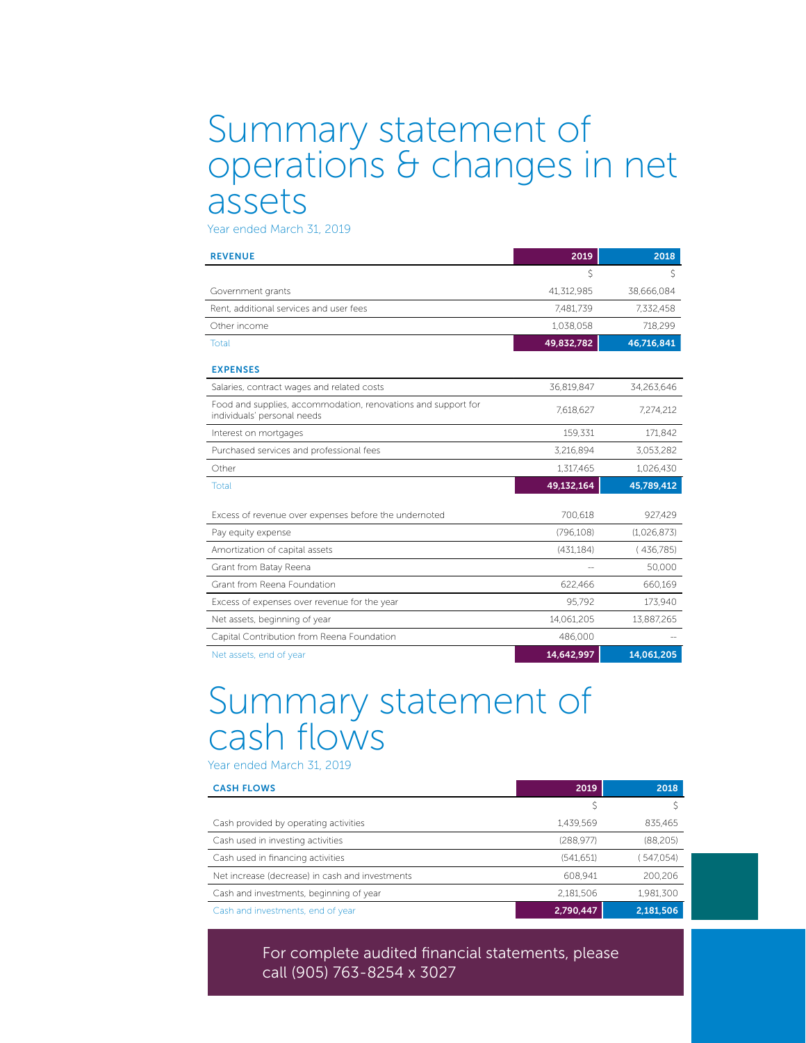# Summary statement of operations & changes in net assets

Year ended March 31, 2019

| REVENUE | 2019 | 2018 |
|---|---|---|
| | $ | $ |
| Government grants | 41,312,985 | 38,666,084 |
| Rent, additional services and user fees | 7,481,739 | 7,332,458 |
| Other income | 1,038,058 | 718,299 |
| Total | **49,832,782** | **46,716,841** |

| EXPENSES | | |
|---|---|---|
| Salaries, contract wages and related costs | 36,819,847 | 34,263,646 |
| Food and supplies, accommodation, renovations and support for individuals' personal needs | 7,618,627 | 7,274,212 |
| Interest on mortgages | 159,331 | 171,842 |
| Purchased services and professional fees | 3,216,894 | 3,053,282 |
| Other | 1,317,465 | 1,026,430 |
| Total | **49,132,164** | **45,789,412** |
| Excess of revenue over expenses before the undernoted | 700,618 | 927,429 |
| Pay equity expense | (796,108) | (1,026,873) |
| Amortization of capital assets | (431,184) | ( 436,785) |
| Grant from Batay Reena | -- | 50,000 |
| Grant from Reena Foundation | 622,466 | 660,169 |
| Excess of expenses over revenue for the year | 95,792 | 173,940 |
| Net assets, beginning of year | 14,061,205 | 13,887,265 |
| Capital Contribution from Reena Foundation | 486,000 | -- |
| Net assets, end of year | **14,642,997** | **14,061,205** |

# Summary statement of cash flows

Year ended March 31, 2019

| CASH FLOWS | 2019 | 2018 |
|---|---|---|
| | $ | $ |
| Cash provided by operating activities | 1,439,569 | 835,465 |
| Cash used in investing activities | (288,977) | (88,205) |
| Cash used in financing activities | (541,651) | ( 547,054) |
| Net increase (decrease) in cash and investments | 608,941 | 200,206 |
| Cash and investments, beginning of year | 2,181,506 | 1,981,300 |
| Cash and investments, end of year | **2,790,447** | **2,181,506** |

For complete audited financial statements, please call (905) 763-8254 x 3027